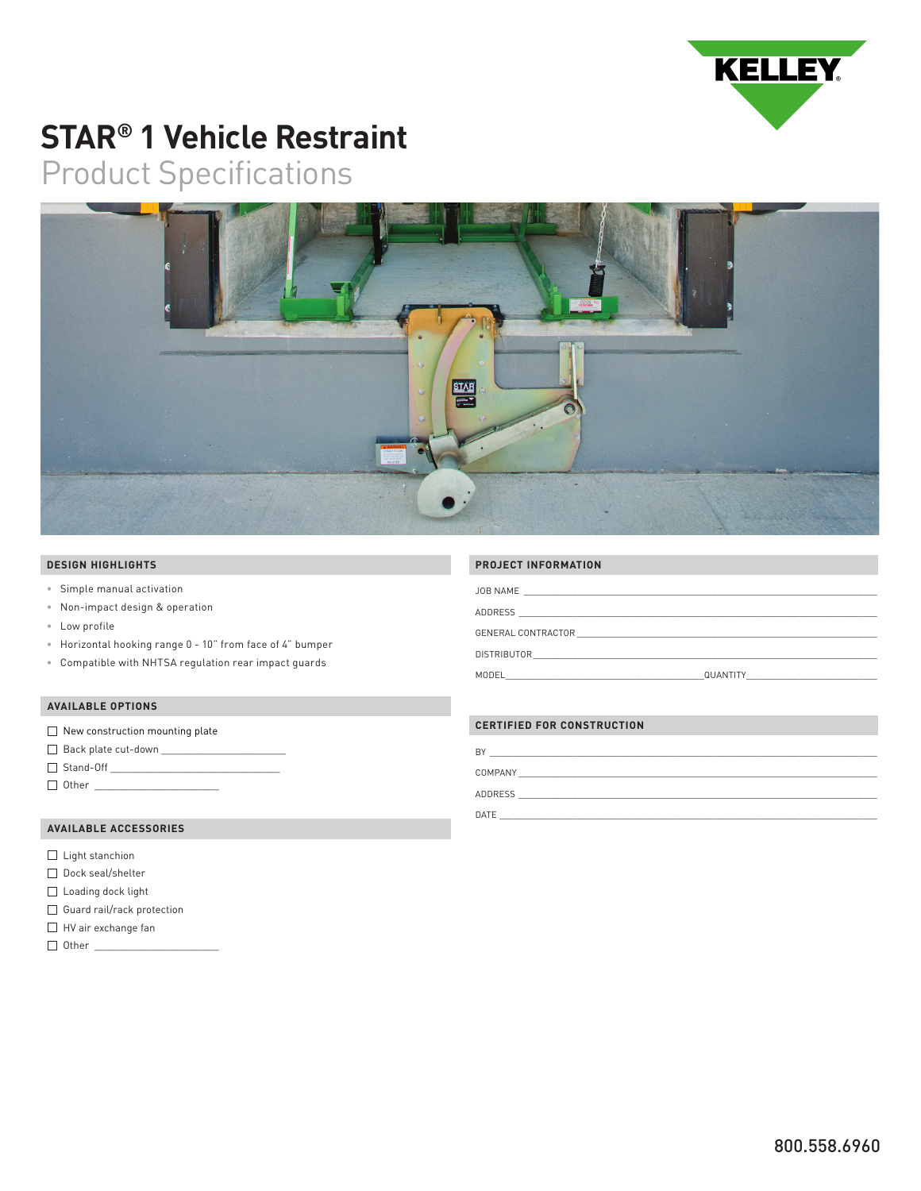KELLEY

# STAR® 1 Vehicle Restraint

## Product Specifications

### DESIGN HIGHLIGHTS

- Simple manual activation
- Non-impact design & operation
- Low profile
- Horizontal hooking range 0 - 10" from face of 4" bumper
- Compatible with NHTSA regulation rear impact guards

### AVAILABLE OPTIONS

- ☐ New construction mounting plate
- ☐ Back plate cut-down ______________________
- ☐ Stand-Off ______________________________
- ☐ Other ______________________

### AVAILABLE ACCESSORIES

- ☐ Light stanchion
- ☐ Dock seal/shelter
- ☐ Loading dock light
- ☐ Guard rail/rack protection
- ☐ HV air exchange fan
- ☐ Other ______________________

### PROJECT INFORMATION

JOB NAME ____________________________________________

ADDRESS ____________________________________________

GENERAL CONTRACTOR ____________________________________________

DISTRIBUTOR ____________________________________________

MODEL______________________________ QUANTITY______________________

### CERTIFIED FOR CONSTRUCTION

BY ____________________________________________

COMPANY ____________________________________________

ADDRESS ____________________________________________

DATE ____________________________________________

800.558.6960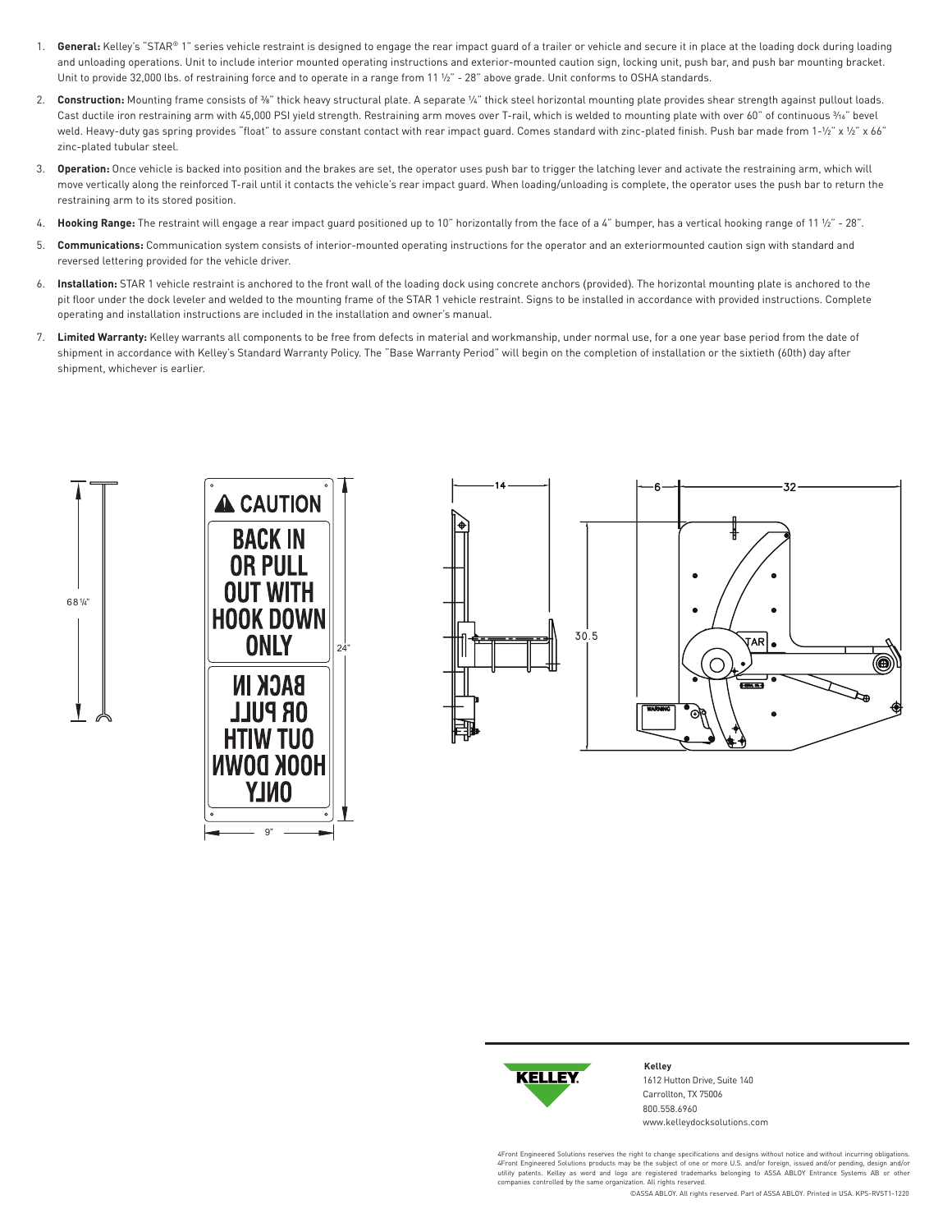1. **General:** Kelley's "STAR® 1" series vehicle restraint is designed to engage the rear impact guard of a trailer or vehicle and secure it in place at the loading dock during loading and unloading operations. Unit to include interior mounted operating instructions and exterior-mounted caution sign, locking unit, push bar, and push bar mounting bracket. Unit to provide 32,000 lbs. of restraining force and to operate in a range from 11 ½" - 28" above grade. Unit conforms to OSHA standards.

2. **Construction:** Mounting frame consists of ⅜" thick heavy structural plate. A separate ¼" thick steel horizontal mounting plate provides shear strength against pullout loads. Cast ductile iron restraining arm with 45,000 PSI yield strength. Restraining arm moves over T-rail, which is welded to mounting plate with over 60" of continuous 3⁄16" bevel weld. Heavy-duty gas spring provides "float" to assure constant contact with rear impact guard. Comes standard with zinc-plated finish. Push bar made from 1-½" x ½" x 66" zinc-plated tubular steel.

3. **Operation:** Once vehicle is backed into position and the brakes are set, the operator uses push bar to trigger the latching lever and activate the restraining arm, which will move vertically along the reinforced T-rail until it contacts the vehicle's rear impact guard. When loading/unloading is complete, the operator uses the push bar to return the restraining arm to its stored position.

4. **Hooking Range:** The restraint will engage a rear impact guard positioned up to 10" horizontally from the face of a 4" bumper, has a vertical hooking range of 11 ½" - 28".

5. **Communications:** Communication system consists of interior-mounted operating instructions for the operator and an exteriormounted caution sign with standard and reversed lettering provided for the vehicle driver.

6. **Installation:** STAR 1 vehicle restraint is anchored to the front wall of the loading dock using concrete anchors (provided). The horizontal mounting plate is anchored to the pit floor under the dock leveler and welded to the mounting frame of the STAR 1 vehicle restraint. Signs to be installed in accordance with provided instructions. Complete operating and installation instructions are included in the installation and owner's manual.

7. **Limited Warranty:** Kelley warrants all components to be free from defects in material and workmanship, under normal use, for a one year base period from the date of shipment in accordance with Kelley's Standard Warranty Policy. The "Base Warranty Period" will begin on the completion of installation or the sixtieth (60th) day after shipment, whichever is earlier.

68¼"

CAUTION

BACK IN OR PULL OUT WITH HOOK DOWN ONLY

24"

9"

14

6

32

30.5

**Kelley**
1612 Hutton Drive, Suite 140
Carrollton, TX 75006
800.558.6960
www.kelleydocksolutions.com

4Front Engineered Solutions reserves the right to change specifications and designs without notice and without incurring obligations. 4Front Engineered Solutions products may be the subject of one or more U.S. and/or foreign, issued and/or pending, design and/or utility patents. Kelley as word and logo are registered trademarks belonging to ASSA ABLOY Entrance Systems AB or other companies controlled by the same organization. All rights reserved.

©ASSA ABLOY. All rights reserved. Part of ASSA ABLOY. Printed in USA. KPS-RVST1-1220